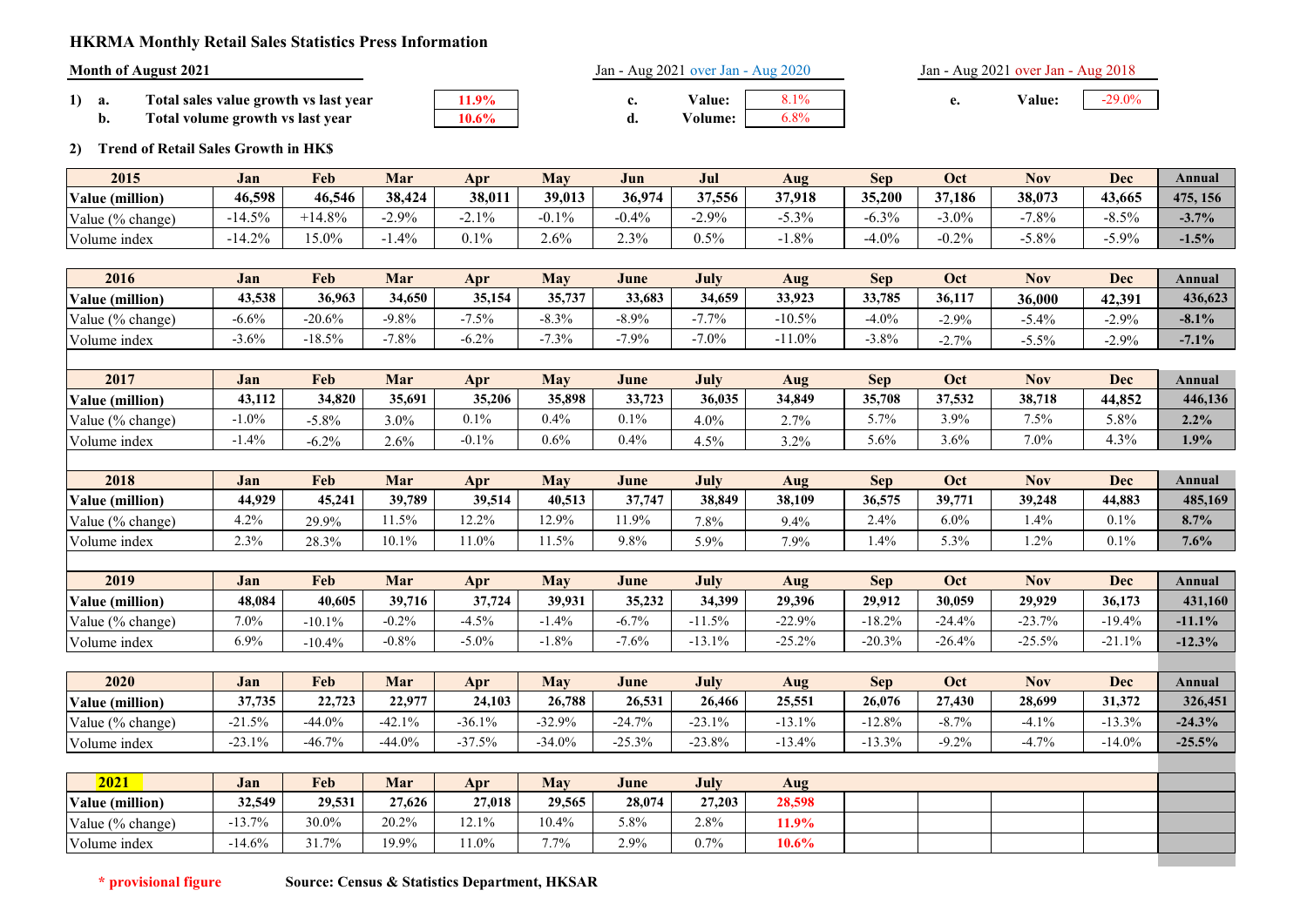## HKRMA Monthly Retail Sales Statistics Press Information

**Month of August 2021**

**1) a. Total sales value growth vs last year** **11.9%**

**b. Total volume growth vs last year** **10.6%**

Jan - Aug 2021 over Jan - Aug 2020

**c. Value:** 8.1%

**d. Volume:** 6.8%

Jan - Aug 2021 over Jan - Aug 2018

**e. Value:** -29.0%

**2) Trend of Retail Sales Growth in HK$**

| 2015 | Jan | Feb | Mar | Apr | May | Jun | Jul | Aug | Sep | Oct | Nov | Dec | Annual |
|---|---|---|---|---|---|---|---|---|---|---|---|---|---|
| **Value (million)** | **46,598** | **46,546** | **38,424** | **38,011** | **39,013** | **36,974** | **37,556** | **37,918** | **35,200** | **37,186** | **38,073** | **43,665** | **475, 156** |
| Value (% change) | -14.5% | +14.8% | -2.9% | -2.1% | -0.1% | -0.4% | -2.9% | -5.3% | -6.3% | -3.0% | -7.8% | -8.5% | **-3.7%** |
| Volume index | -14.2% | 15.0% | -1.4% | 0.1% | 2.6% | 2.3% | 0.5% | -1.8% | -4.0% | -0.2% | -5.8% | -5.9% | **-1.5%** |

| 2016 | Jan | Feb | Mar | Apr | May | June | July | Aug | Sep | Oct | Nov | Dec | Annual |
|---|---|---|---|---|---|---|---|---|---|---|---|---|---|
| **Value (million)** | **43,538** | **36,963** | **34,650** | **35,154** | **35,737** | **33,683** | **34,659** | **33,923** | **33,785** | **36,117** | **36,000** | **42,391** | **436,623** |
| Value (% change) | -6.6% | -20.6% | -9.8% | -7.5% | -8.3% | -8.9% | -7.7% | -10.5% | -4.0% | -2.9% | -5.4% | -2.9% | **-8.1%** |
| Volume index | -3.6% | -18.5% | -7.8% | -6.2% | -7.3% | -7.9% | -7.0% | -11.0% | -3.8% | -2.7% | -5.5% | -2.9% | **-7.1%** |

| 2017 | Jan | Feb | Mar | Apr | May | June | July | Aug | Sep | Oct | Nov | Dec | Annual |
|---|---|---|---|---|---|---|---|---|---|---|---|---|---|
| **Value (million)** | **43,112** | **34,820** | **35,691** | **35,206** | **35,898** | **33,723** | **36,035** | **34,849** | **35,708** | **37,532** | **38,718** | **44,852** | **446,136** |
| Value (% change) | -1.0% | -5.8% | 3.0% | 0.1% | 0.4% | 0.1% | 4.0% | 2.7% | 5.7% | 3.9% | 7.5% | 5.8% | **2.2%** |
| Volume index | -1.4% | -6.2% | 2.6% | -0.1% | 0.6% | 0.4% | 4.5% | 3.2% | 5.6% | 3.6% | 7.0% | 4.3% | **1.9%** |

| 2018 | Jan | Feb | Mar | Apr | May | June | July | Aug | Sep | Oct | Nov | Dec | Annual |
|---|---|---|---|---|---|---|---|---|---|---|---|---|---|
| **Value (million)** | **44,929** | **45,241** | **39,789** | **39,514** | **40,513** | **37,747** | **38,849** | **38,109** | **36,575** | **39,771** | **39,248** | **44,883** | **485,169** |
| Value (% change) | 4.2% | 29.9% | 11.5% | 12.2% | 12.9% | 11.9% | 7.8% | 9.4% | 2.4% | 6.0% | 1.4% | 0.1% | **8.7%** |
| Volume index | 2.3% | 28.3% | 10.1% | 11.0% | 11.5% | 9.8% | 5.9% | 7.9% | 1.4% | 5.3% | 1.2% | 0.1% | **7.6%** |

| 2019 | Jan | Feb | Mar | Apr | May | June | July | Aug | Sep | Oct | Nov | Dec | Annual |
|---|---|---|---|---|---|---|---|---|---|---|---|---|---|
| **Value (million)** | **48,084** | **40,605** | **39,716** | **37,724** | **39,931** | **35,232** | **34,399** | **29,396** | **29,912** | **30,059** | **29,929** | **36,173** | **431,160** |
| Value (% change) | 7.0% | -10.1% | -0.2% | -4.5% | -1.4% | -6.7% | -11.5% | -22.9% | -18.2% | -24.4% | -23.7% | -19.4% | **-11.1%** |
| Volume index | 6.9% | -10.4% | -0.8% | -5.0% | -1.8% | -7.6% | -13.1% | -25.2% | -20.3% | -26.4% | -25.5% | -21.1% | **-12.3%** |

| 2020 | Jan | Feb | Mar | Apr | May | June | July | Aug | Sep | Oct | Nov | Dec | Annual |
|---|---|---|---|---|---|---|---|---|---|---|---|---|---|
| **Value (million)** | **37,735** | **22,723** | **22,977** | **24,103** | **26,788** | **26,531** | **26,466** | **25,551** | **26,076** | **27,430** | **28,699** | **31,372** | **326,451** |
| Value (% change) | -21.5% | -44.0% | -42.1% | -36.1% | -32.9% | -24.7% | -23.1% | -13.1% | -12.8% | -8.7% | -4.1% | -13.3% | **-24.3%** |
| Volume index | -23.1% | -46.7% | -44.0% | -37.5% | -34.0% | -25.3% | -23.8% | -13.4% | -13.3% | -9.2% | -4.7% | -14.0% | **-25.5%** |

| 2021 | Jan | Feb | Mar | Apr | May | June | July | Aug | Sep | Oct | Nov | Dec | |
|---|---|---|---|---|---|---|---|---|---|---|---|---|---|
| **Value (million)** | **32,549** | **29,531** | **27,626** | **27,018** | **29,565** | **28,074** | **27,203** | **28,598** | | | | | |
| Value (% change) | -13.7% | 30.0% | 20.2% | 12.1% | 10.4% | 5.8% | 2.8% | **11.9%** | | | | | |
| Volume index | -14.6% | 31.7% | 19.9% | 11.0% | 7.7% | 2.9% | 0.7% | **10.6%** | | | | | |

**\* provisional figure** **Source: Census & Statistics Department, HKSAR**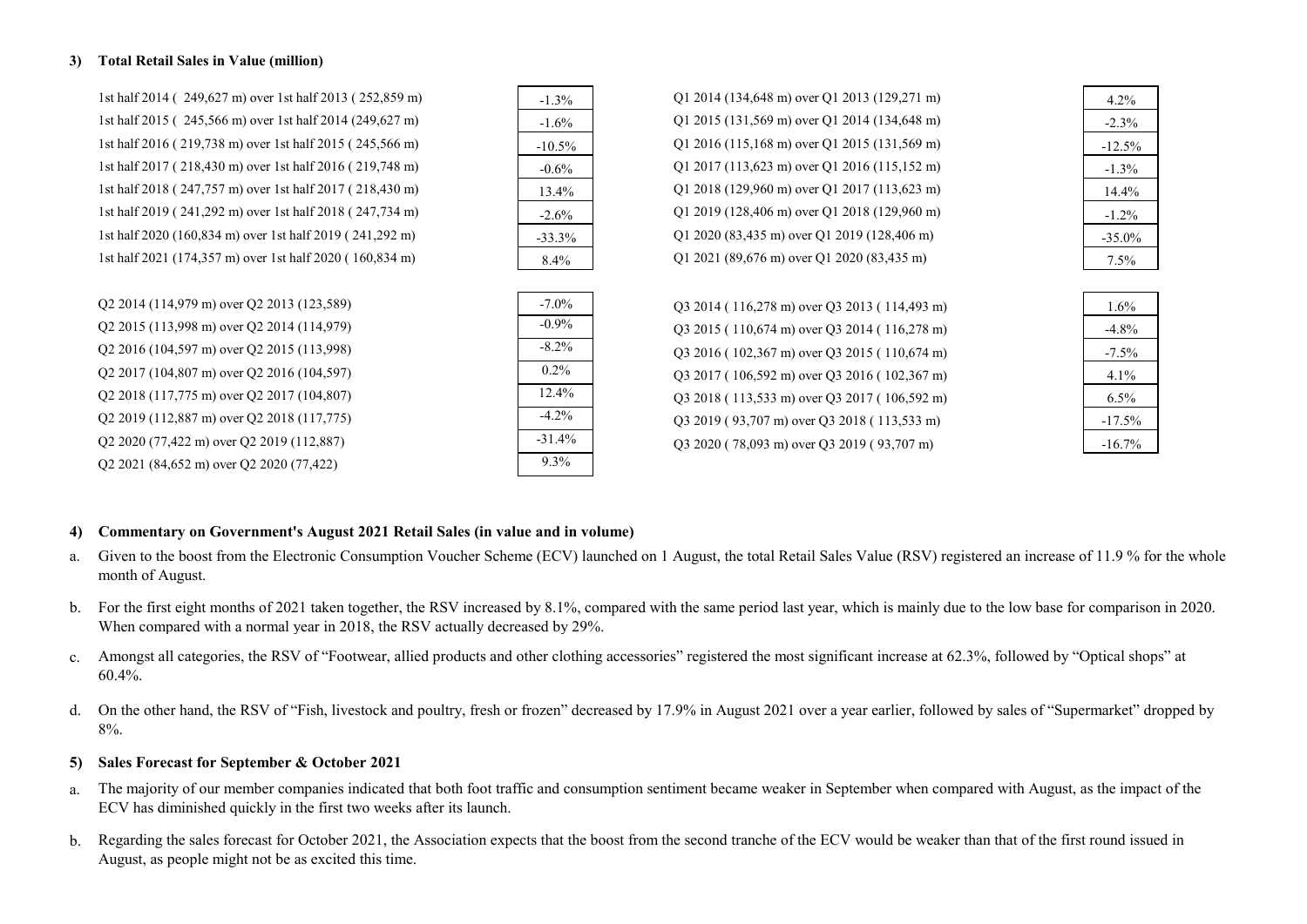**3) Total Retail Sales in Value (million)**

| | |
|---|---|
| 1st half 2014 ( 249,627 m) over 1st half 2013 ( 252,859 m) | -1.3% |
| 1st half 2015 ( 245,566 m) over 1st half 2014 (249,627 m) | -1.6% |
| 1st half 2016 ( 219,738 m) over 1st half 2015 ( 245,566 m) | -10.5% |
| 1st half 2017 ( 218,430 m) over 1st half 2016 ( 219,748 m) | -0.6% |
| 1st half 2018 ( 247,757 m) over 1st half 2017 ( 218,430 m) | 13.4% |
| 1st half 2019 ( 241,292 m) over 1st half 2018 ( 247,734 m) | -2.6% |
| 1st half 2020 (160,834 m) over 1st half 2019 ( 241,292 m) | -33.3% |
| 1st half 2021 (174,357 m) over 1st half 2020 ( 160,834 m) | 8.4% |

| | |
|---|---|
| Q1 2014 (134,648 m) over Q1 2013 (129,271 m) | 4.2% |
| Q1 2015 (131,569 m) over Q1 2014 (134,648 m) | -2.3% |
| Q1 2016 (115,168 m) over Q1 2015 (131,569 m) | -12.5% |
| Q1 2017 (113,623 m) over Q1 2016 (115,152 m) | -1.3% |
| Q1 2018 (129,960 m) over Q1 2017 (113,623 m) | 14.4% |
| Q1 2019 (128,406 m) over Q1 2018 (129,960 m) | -1.2% |
| Q1 2020 (83,435 m) over Q1 2019 (128,406 m) | -35.0% |
| Q1 2021 (89,676 m) over Q1 2020 (83,435 m) | 7.5% |

| | |
|---|---|
| Q2 2014 (114,979 m) over Q2 2013 (123,589) | -7.0% |
| Q2 2015 (113,998 m) over Q2 2014 (114,979) | -0.9% |
| Q2 2016 (104,597 m) over Q2 2015 (113,998) | -8.2% |
| Q2 2017 (104,807 m) over Q2 2016 (104,597) | 0.2% |
| Q2 2018 (117,775 m) over Q2 2017 (104,807) | 12.4% |
| Q2 2019 (112,887 m) over Q2 2018 (117,775) | -4.2% |
| Q2 2020 (77,422 m) over Q2 2019 (112,887) | -31.4% |
| Q2 2021 (84,652 m) over Q2 2020 (77,422) | 9.3% |

| | |
|---|---|
| Q3 2014 ( 116,278 m) over Q3 2013 ( 114,493 m) | 1.6% |
| Q3 2015 ( 110,674 m) over Q3 2014 ( 116,278 m) | -4.8% |
| Q3 2016 ( 102,367 m) over Q3 2015 ( 110,674 m) | -7.5% |
| Q3 2017 ( 106,592 m) over Q3 2016 ( 102,367 m) | 4.1% |
| Q3 2018 ( 113,533 m) over Q3 2017 ( 106,592 m) | 6.5% |
| Q3 2019 ( 93,707 m) over Q3 2018 ( 113,533 m) | -17.5% |
| Q3 2020 ( 78,093 m) over Q3 2019 ( 93,707 m) | -16.7% |

**4) Commentary on Government's August 2021 Retail Sales (in value and in volume)**

a. Given to the boost from the Electronic Consumption Voucher Scheme (ECV) launched on 1 August, the total Retail Sales Value (RSV) registered an increase of 11.9 % for the whole month of August.

b. For the first eight months of 2021 taken together, the RSV increased by 8.1%, compared with the same period last year, which is mainly due to the low base for comparison in 2020. When compared with a normal year in 2018, the RSV actually decreased by 29%.

c. Amongst all categories, the RSV of "Footwear, allied products and other clothing accessories" registered the most significant increase at 62.3%, followed by "Optical shops" at 60.4%.

d. On the other hand, the RSV of "Fish, livestock and poultry, fresh or frozen" decreased by 17.9% in August 2021 over a year earlier, followed by sales of "Supermarket" dropped by 8%.

**5) Sales Forecast for September & October 2021**

a. The majority of our member companies indicated that both foot traffic and consumption sentiment became weaker in September when compared with August, as the impact of the ECV has diminished quickly in the first two weeks after its launch.

b. Regarding the sales forecast for October 2021, the Association expects that the boost from the second tranche of the ECV would be weaker than that of the first round issued in August, as people might not be as excited this time.